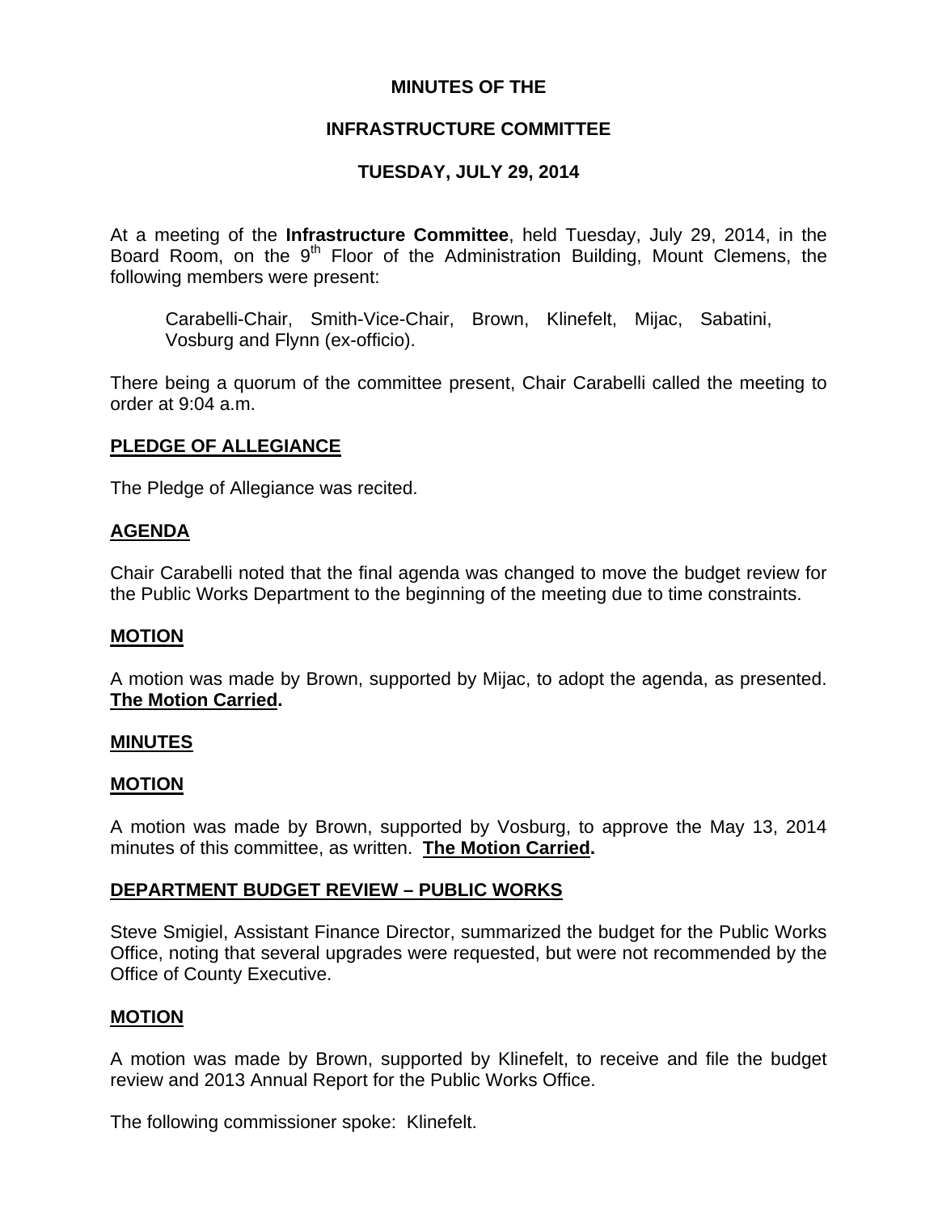# MINUTES OF THE

# INFRASTRUCTURE COMMITTEE

# TUESDAY, JULY 29, 2014

At a meeting of the **Infrastructure Committee**, held Tuesday, July 29, 2014, in the Board Room, on the 9th Floor of the Administration Building, Mount Clemens, the following members were present:

> Carabelli-Chair, Smith-Vice-Chair, Brown, Klinefelt, Mijac, Sabatini, Vosburg and Flynn (ex-officio).

There being a quorum of the committee present, Chair Carabelli called the meeting to order at 9:04 a.m.

## PLEDGE OF ALLEGIANCE

The Pledge of Allegiance was recited.

## AGENDA

Chair Carabelli noted that the final agenda was changed to move the budget review for the Public Works Department to the beginning of the meeting due to time constraints.

## MOTION

A motion was made by Brown, supported by Mijac, to adopt the agenda, as presented. **The Motion Carried.**

## MINUTES

## MOTION

A motion was made by Brown, supported by Vosburg, to approve the May 13, 2014 minutes of this committee, as written. **The Motion Carried.**

## DEPARTMENT BUDGET REVIEW – PUBLIC WORKS

Steve Smigiel, Assistant Finance Director, summarized the budget for the Public Works Office, noting that several upgrades were requested, but were not recommended by the Office of County Executive.

## MOTION

A motion was made by Brown, supported by Klinefelt, to receive and file the budget review and 2013 Annual Report for the Public Works Office.

The following commissioner spoke: Klinefelt.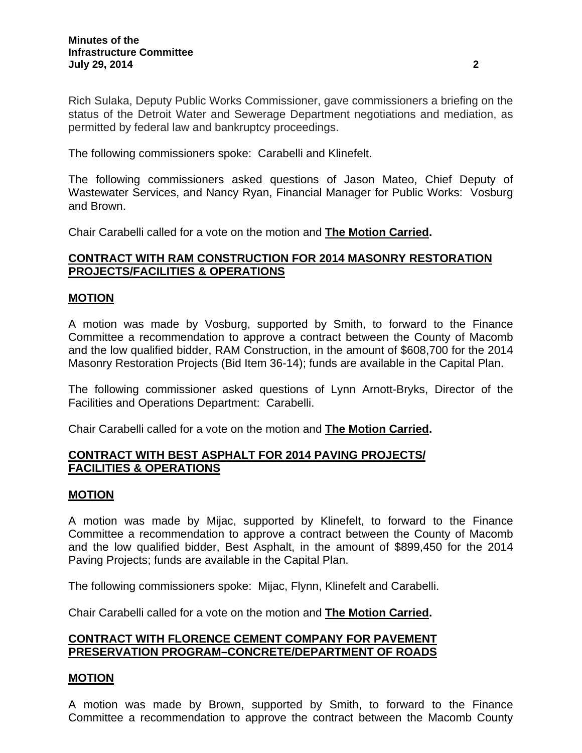Rich Sulaka, Deputy Public Works Commissioner, gave commissioners a briefing on the status of the Detroit Water and Sewerage Department negotiations and mediation, as permitted by federal law and bankruptcy proceedings.

The following commissioners spoke: Carabelli and Klinefelt.

The following commissioners asked questions of Jason Mateo, Chief Deputy of Wastewater Services, and Nancy Ryan, Financial Manager for Public Works: Vosburg and Brown.

Chair Carabelli called for a vote on the motion and **The Motion Carried.**

**CONTRACT WITH RAM CONSTRUCTION FOR 2014 MASONRY RESTORATION PROJECTS/FACILITIES & OPERATIONS**

**MOTION**

A motion was made by Vosburg, supported by Smith, to forward to the Finance Committee a recommendation to approve a contract between the County of Macomb and the low qualified bidder, RAM Construction, in the amount of $608,700 for the 2014 Masonry Restoration Projects (Bid Item 36-14); funds are available in the Capital Plan.

The following commissioner asked questions of Lynn Arnott-Bryks, Director of the Facilities and Operations Department: Carabelli.

Chair Carabelli called for a vote on the motion and **The Motion Carried.**

**CONTRACT WITH BEST ASPHALT FOR 2014 PAVING PROJECTS/ FACILITIES & OPERATIONS**

**MOTION**

A motion was made by Mijac, supported by Klinefelt, to forward to the Finance Committee a recommendation to approve a contract between the County of Macomb and the low qualified bidder, Best Asphalt, in the amount of $899,450 for the 2014 Paving Projects; funds are available in the Capital Plan.

The following commissioners spoke: Mijac, Flynn, Klinefelt and Carabelli.

Chair Carabelli called for a vote on the motion and **The Motion Carried.**

**CONTRACT WITH FLORENCE CEMENT COMPANY FOR PAVEMENT PRESERVATION PROGRAM–CONCRETE/DEPARTMENT OF ROADS**

**MOTION**

A motion was made by Brown, supported by Smith, to forward to the Finance Committee a recommendation to approve the contract between the Macomb County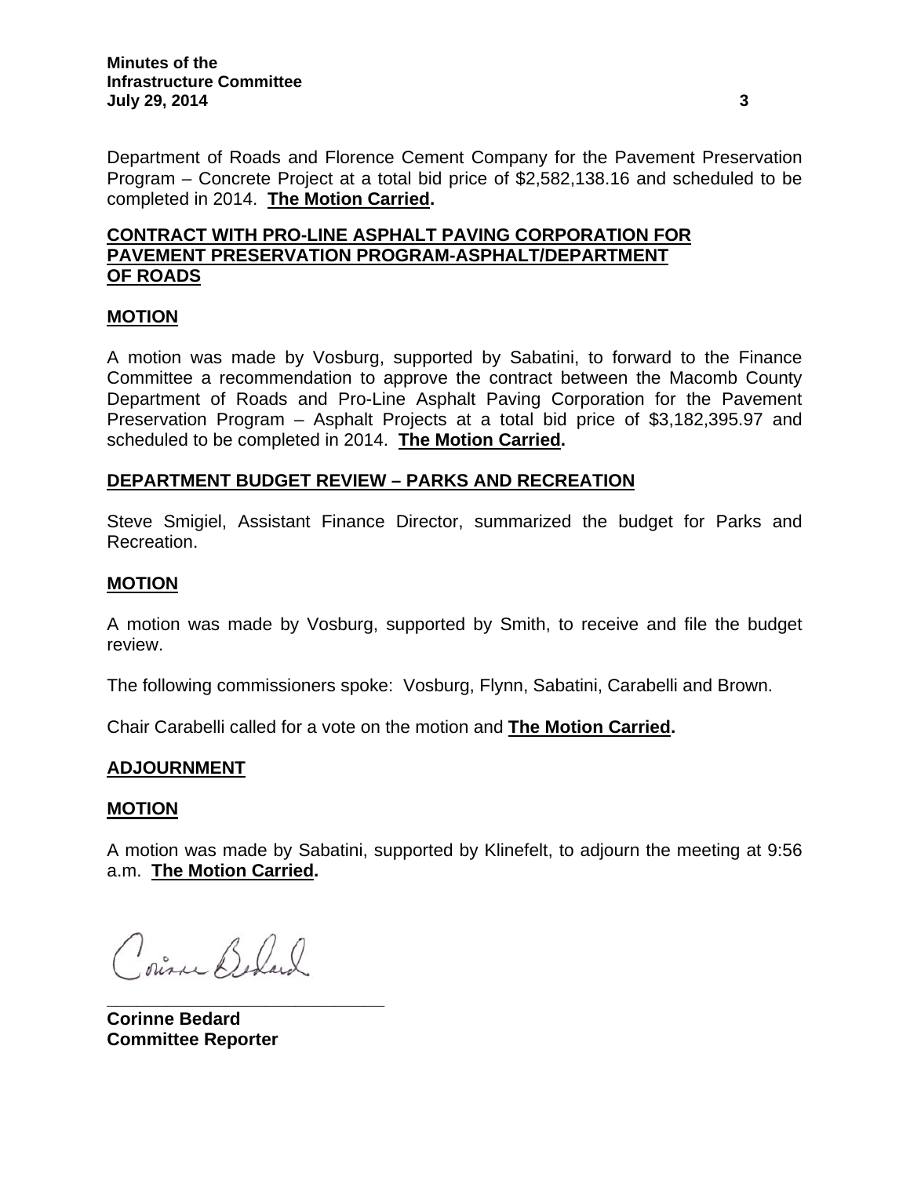Department of Roads and Florence Cement Company for the Pavement Preservation Program – Concrete Project at a total bid price of $2,582,138.16 and scheduled to be completed in 2014. **The Motion Carried.**

**CONTRACT WITH PRO-LINE ASPHALT PAVING CORPORATION FOR PAVEMENT PRESERVATION PROGRAM-ASPHALT/DEPARTMENT OF ROADS**

**MOTION**

A motion was made by Vosburg, supported by Sabatini, to forward to the Finance Committee a recommendation to approve the contract between the Macomb County Department of Roads and Pro-Line Asphalt Paving Corporation for the Pavement Preservation Program – Asphalt Projects at a total bid price of $3,182,395.97 and scheduled to be completed in 2014. **The Motion Carried.**

**DEPARTMENT BUDGET REVIEW – PARKS AND RECREATION**

Steve Smigiel, Assistant Finance Director, summarized the budget for Parks and Recreation.

**MOTION**

A motion was made by Vosburg, supported by Smith, to receive and file the budget review.

The following commissioners spoke: Vosburg, Flynn, Sabatini, Carabelli and Brown.

Chair Carabelli called for a vote on the motion and **The Motion Carried.**

**ADJOURNMENT**

**MOTION**

A motion was made by Sabatini, supported by Klinefelt, to adjourn the meeting at 9:56 a.m. **The Motion Carried.**

_______________________________

**Corinne Bedard**
**Committee Reporter**